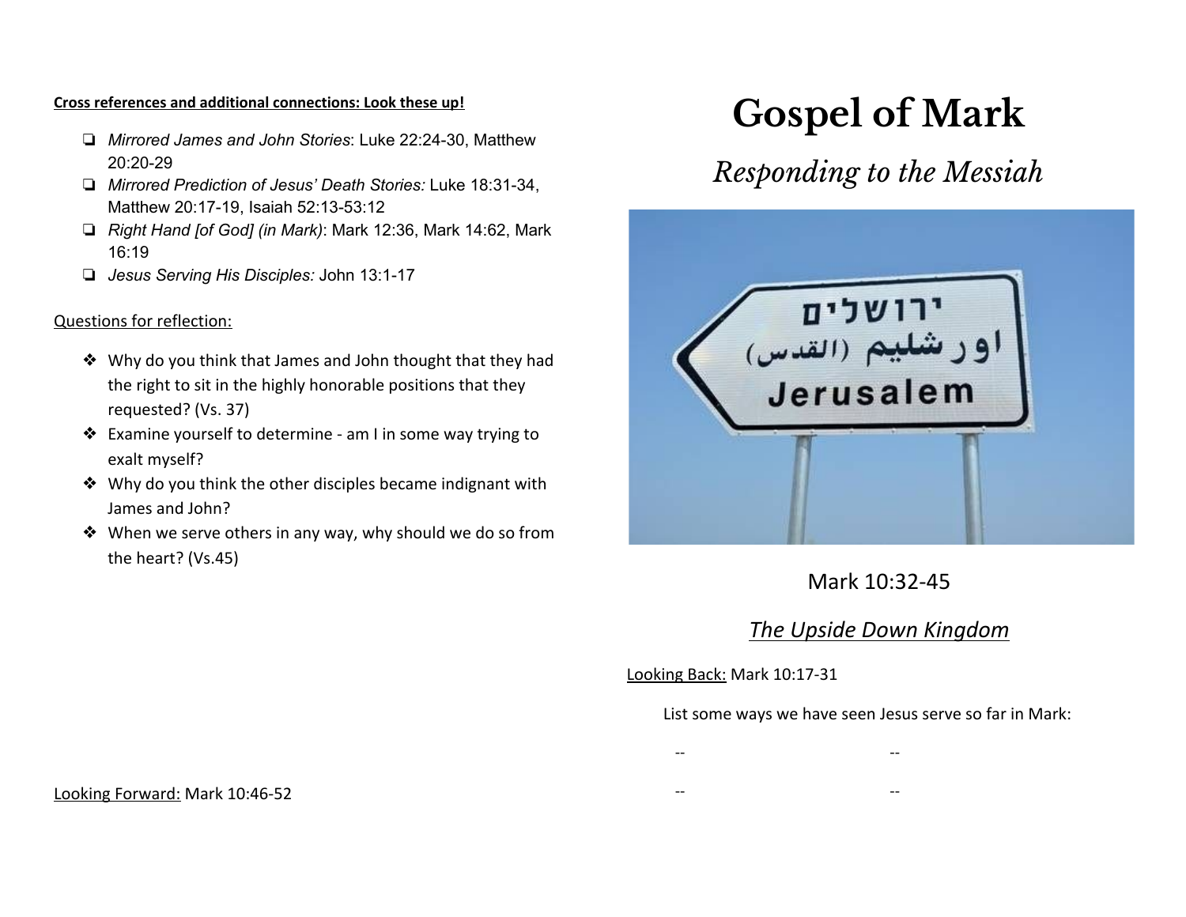**Cross references and additional connections: Look these up!**

- *Mirrored James and John Stories*: Luke 22:24-30, Matthew 20:20-29
- *Mirrored Prediction of Jesus' Death Stories:* Luke 18:31-34, Matthew 20:17-19, Isaiah 52:13-53:12
- *Right Hand [of God] (in Mark)*: Mark 12:36, Mark 14:62, Mark 16:19
- *Jesus Serving His Disciples:* John 13:1-17

Questions for reflection:

- Why do you think that James and John thought that they had the right to sit in the highly honorable positions that they requested? (Vs. 37)
- Examine yourself to determine - am I in some way trying to exalt myself?
- Why do you think the other disciples became indignant with James and John?
- When we serve others in any way, why should we do so from the heart? (Vs.45)

Looking Forward: Mark 10:46-52

# Gospel of Mark

## *Responding to the Messiah*

Mark 10:32-45

***The Upside Down Kingdom***

Looking Back: Mark 10:17-31

List some ways we have seen Jesus serve so far in Mark:

-- --

-- --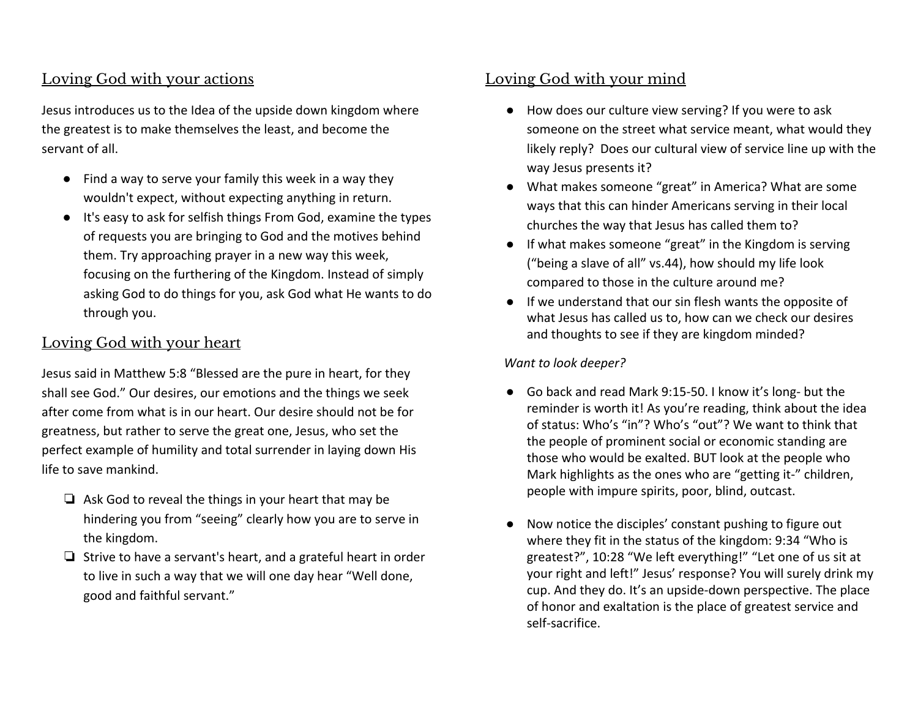## Loving God with your actions

Jesus introduces us to the Idea of the upside down kingdom where the greatest is to make themselves the least, and become the servant of all.

- Find a way to serve your family this week in a way they wouldn't expect, without expecting anything in return.
- It's easy to ask for selfish things From God, examine the types of requests you are bringing to God and the motives behind them. Try approaching prayer in a new way this week, focusing on the furthering of the Kingdom. Instead of simply asking God to do things for you, ask God what He wants to do through you.

## Loving God with your heart

Jesus said in Matthew 5:8 "Blessed are the pure in heart, for they shall see God." Our desires, our emotions and the things we seek after come from what is in our heart. Our desire should not be for greatness, but rather to serve the great one, Jesus, who set the perfect example of humility and total surrender in laying down His life to save mankind.

- [ ] Ask God to reveal the things in your heart that may be hindering you from "seeing" clearly how you are to serve in the kingdom.
- [ ] Strive to have a servant's heart, and a grateful heart in order to live in such a way that we will one day hear "Well done, good and faithful servant."

## Loving God with your mind

- How does our culture view serving? If you were to ask someone on the street what service meant, what would they likely reply? Does our cultural view of service line up with the way Jesus presents it?
- What makes someone "great" in America? What are some ways that this can hinder Americans serving in their local churches the way that Jesus has called them to?
- If what makes someone "great" in the Kingdom is serving ("being a slave of all" vs.44), how should my life look compared to those in the culture around me?
- If we understand that our sin flesh wants the opposite of what Jesus has called us to, how can we check our desires and thoughts to see if they are kingdom minded?

*Want to look deeper?*

- Go back and read Mark 9:15-50. I know it's long- but the reminder is worth it! As you're reading, think about the idea of status: Who's "in"? Who's "out"? We want to think that the people of prominent social or economic standing are those who would be exalted. BUT look at the people who Mark highlights as the ones who are "getting it-" children, people with impure spirits, poor, blind, outcast.

- Now notice the disciples' constant pushing to figure out where they fit in the status of the kingdom: 9:34 "Who is greatest?", 10:28 "We left everything!" "Let one of us sit at your right and left!" Jesus' response? You will surely drink my cup. And they do. It's an upside-down perspective. The place of honor and exaltation is the place of greatest service and self-sacrifice.